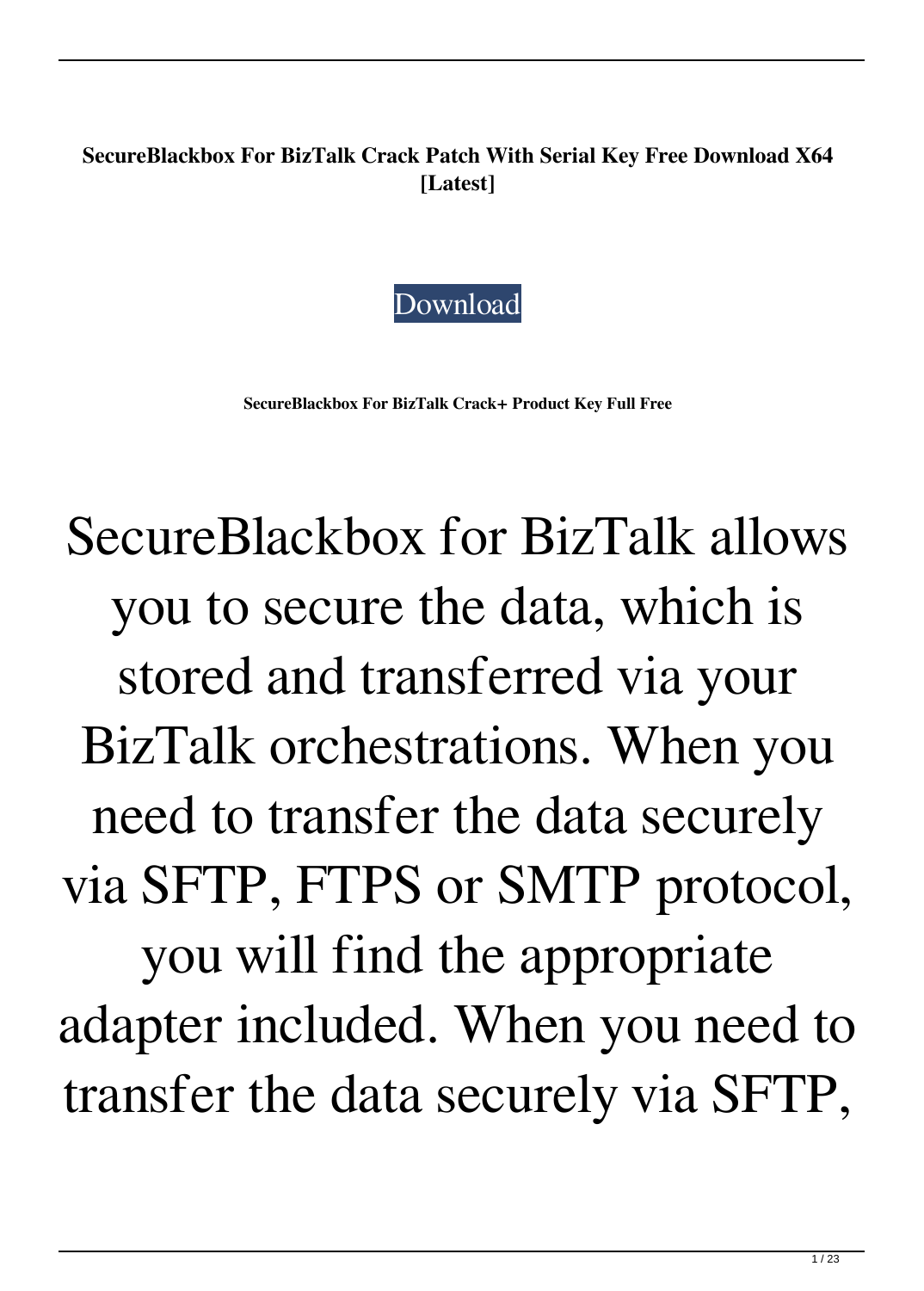**SecureBlackbox For BizTalk Crack Patch With Serial Key Free Download X64 [Latest]**

Download

**SecureBlackbox For BizTalk Crack+ Product Key Full Free**

SecureBlackbox for BizTalk allows you to secure the data, which is stored and transferred via your BizTalk orchestrations. When you need to transfer the data securely via SFTP, FTPS or SMTP protocol, you will find the appropriate adapter included. When you need to transfer the data securely via SFTP,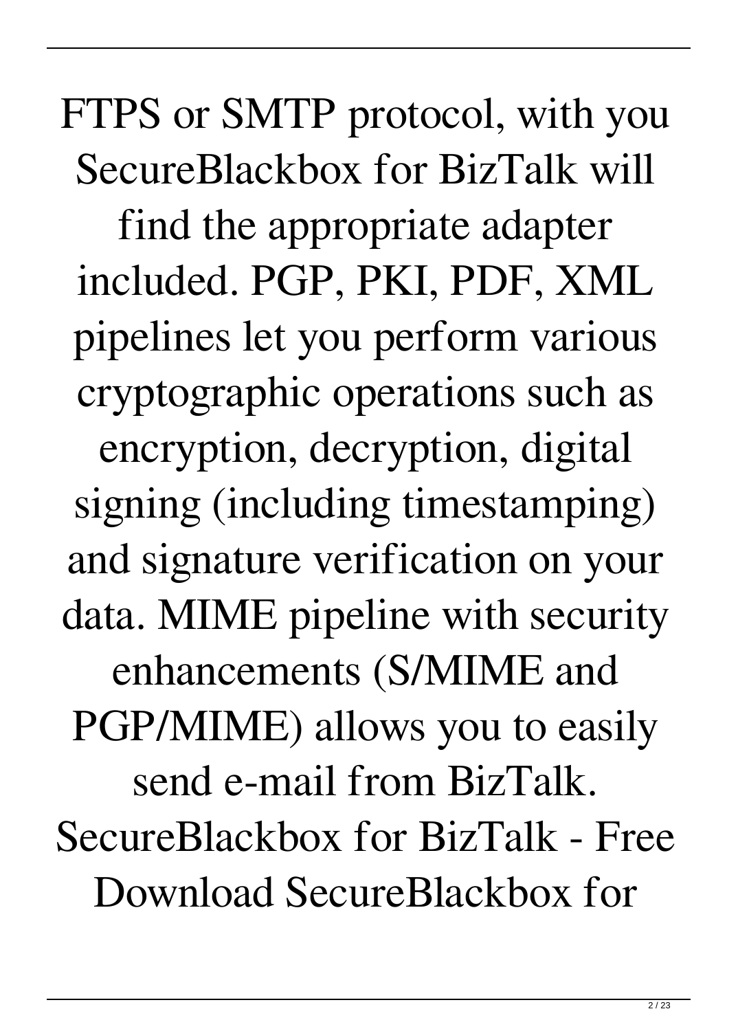FTPS or SMTP protocol, with you SecureBlackbox for BizTalk will find the appropriate adapter included. PGP, PKI, PDF, XML pipelines let you perform various cryptographic operations such as encryption, decryption, digital signing (including timestamping) and signature verification on your data. MIME pipeline with security enhancements (S/MIME and PGP/MIME) allows you to easily send e-mail from BizTalk. SecureBlackbox for BizTalk - Free Download SecureBlackbox for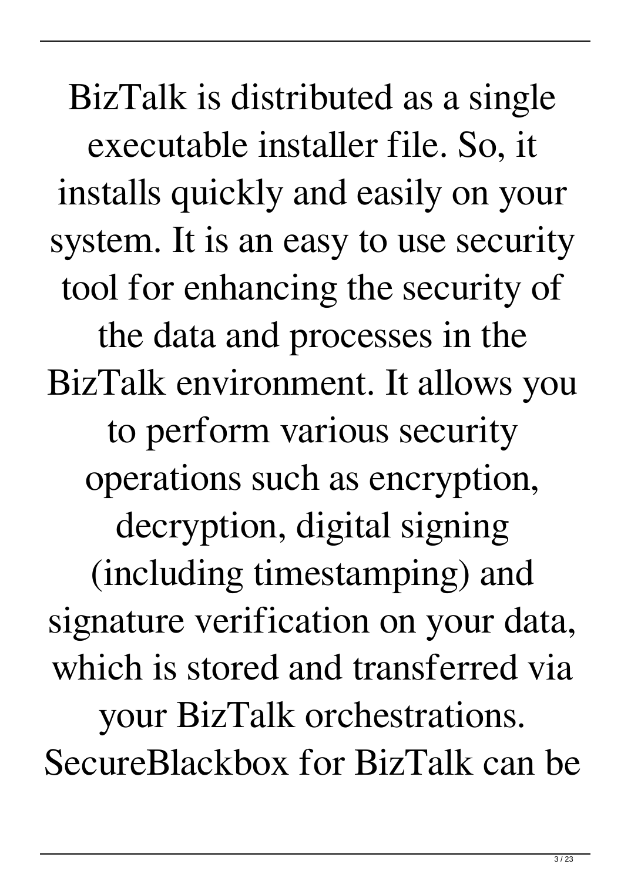BizTalk is distributed as a single executable installer file. So, it installs quickly and easily on your system. It is an easy to use security tool for enhancing the security of the data and processes in the BizTalk environment. It allows you to perform various security operations such as encryption, decryption, digital signing (including timestamping) and signature verification on your data, which is stored and transferred via your BizTalk orchestrations. SecureBlackbox for BizTalk can be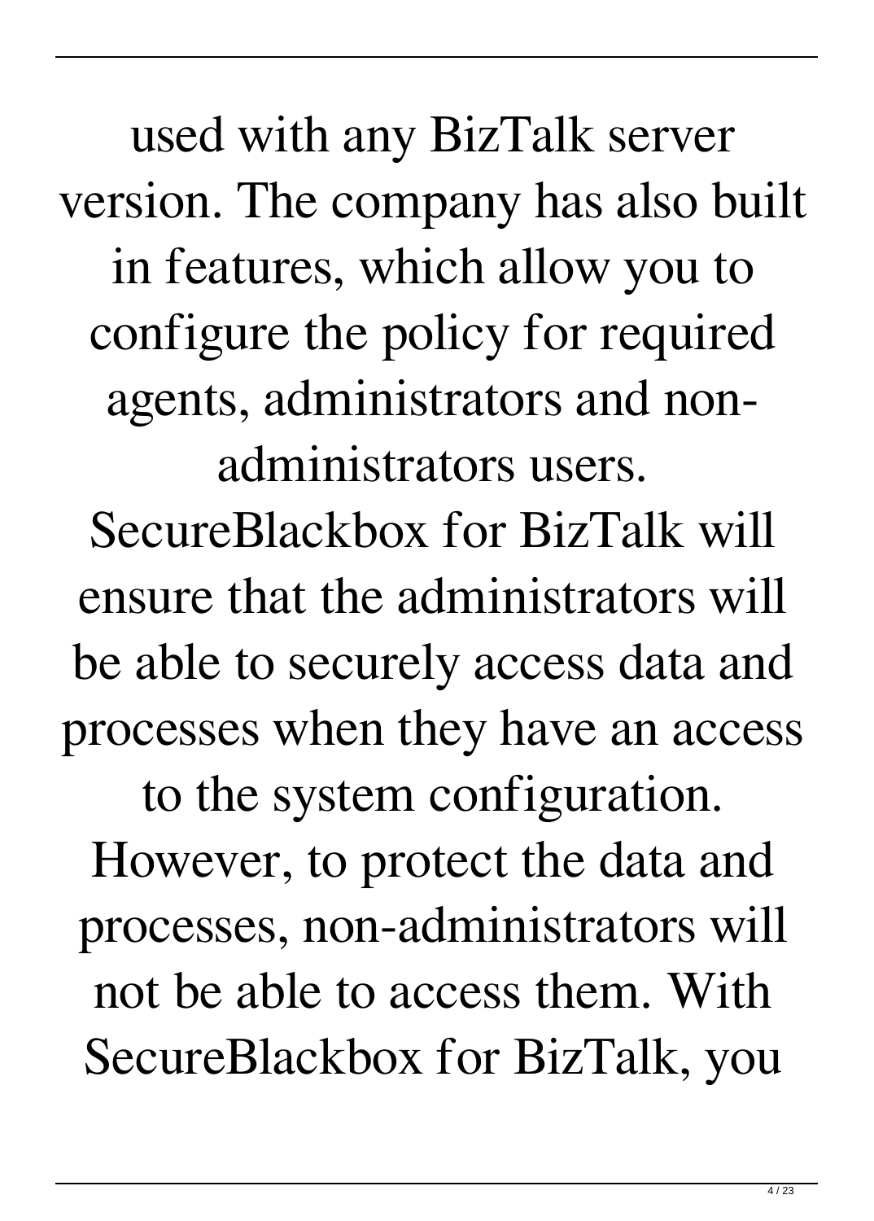used with any BizTalk server version. The company has also built in features, which allow you to configure the policy for required agents, administrators and non-administrators users. SecureBlackbox for BizTalk will ensure that the administrators will be able to securely access data and processes when they have an access to the system configuration. However, to protect the data and processes, non-administrators will not be able to access them. With SecureBlackbox for BizTalk, you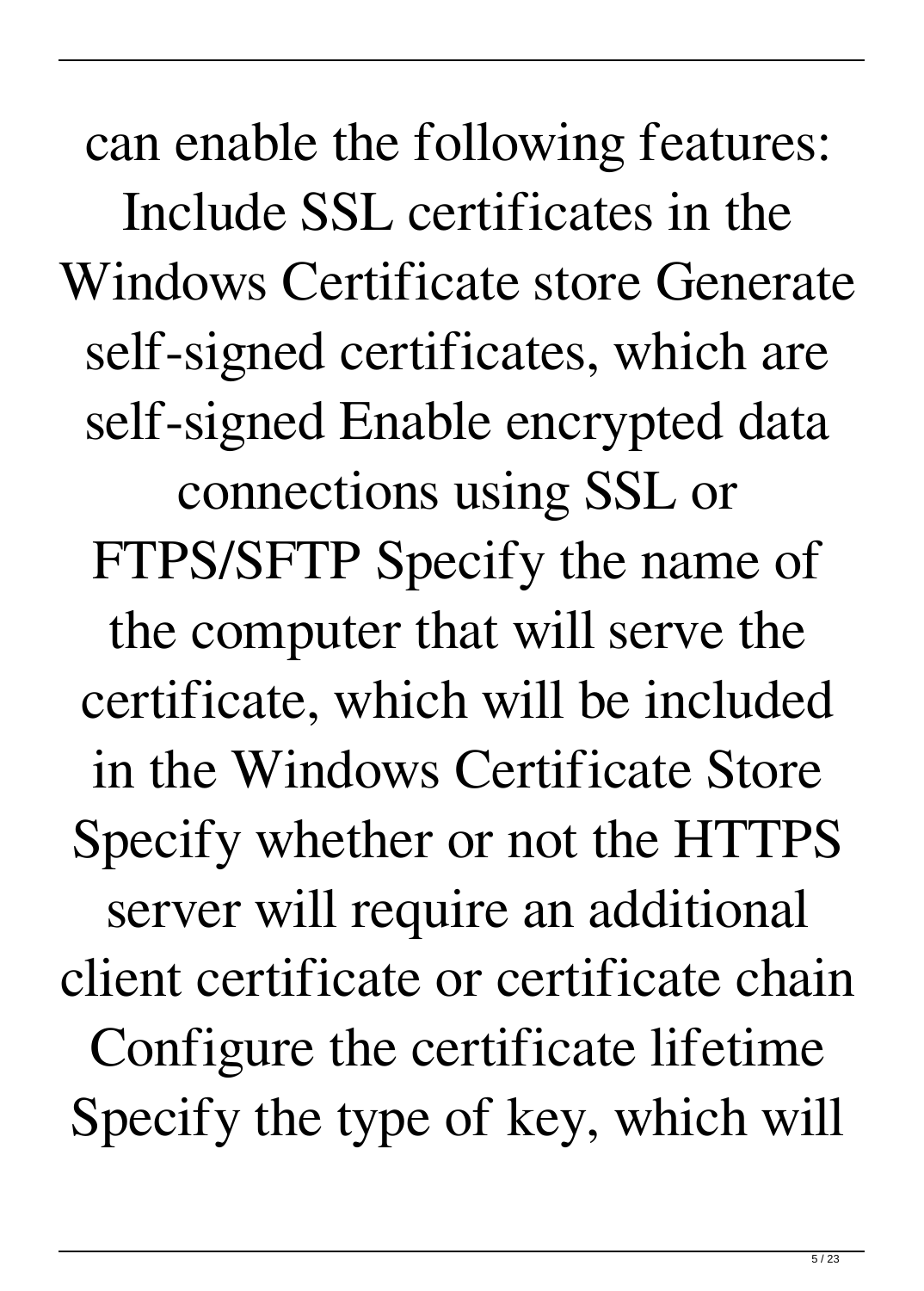can enable the following features: Include SSL certificates in the Windows Certificate store Generate self-signed certificates, which are self-signed Enable encrypted data connections using SSL or FTPS/SFTP Specify the name of the computer that will serve the certificate, which will be included in the Windows Certificate Store Specify whether or not the HTTPS server will require an additional client certificate or certificate chain Configure the certificate lifetime Specify the type of key, which will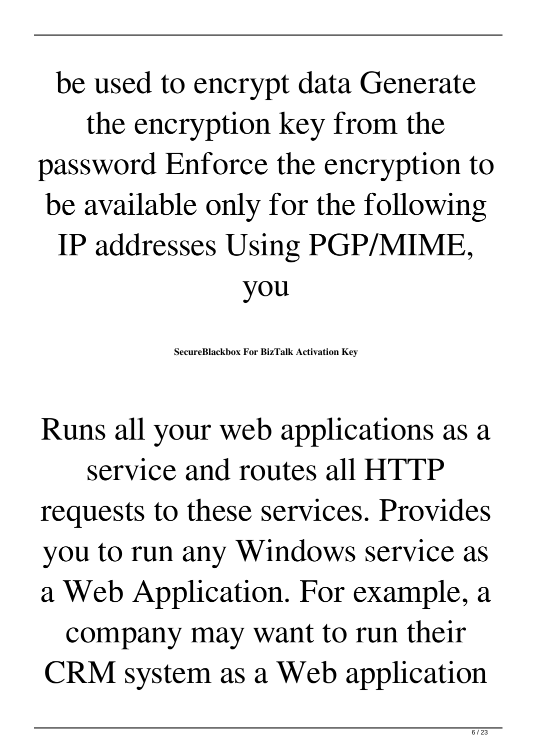be used to encrypt data Generate the encryption key from the password Enforce the encryption to be available only for the following IP addresses Using PGP/MIME, you

**SecureBlackbox For BizTalk Activation Key**

Runs all your web applications as a service and routes all HTTP requests to these services. Provides you to run any Windows service as a Web Application. For example, a company may want to run their CRM system as a Web application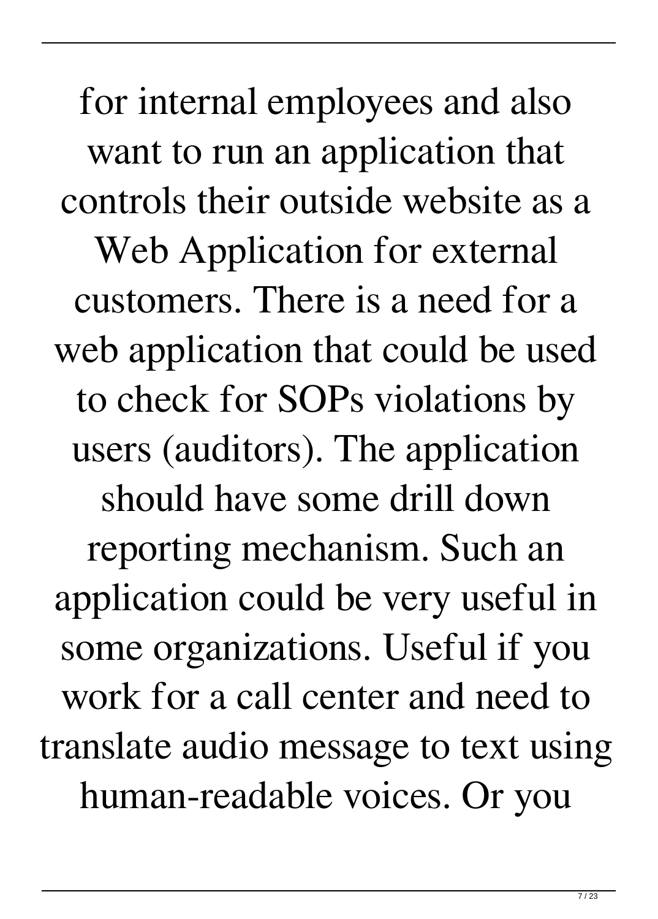for internal employees and also want to run an application that controls their outside website as a Web Application for external customers. There is a need for a web application that could be used to check for SOPs violations by users (auditors). The application should have some drill down reporting mechanism. Such an application could be very useful in some organizations. Useful if you work for a call center and need to translate audio message to text using human-readable voices. Or you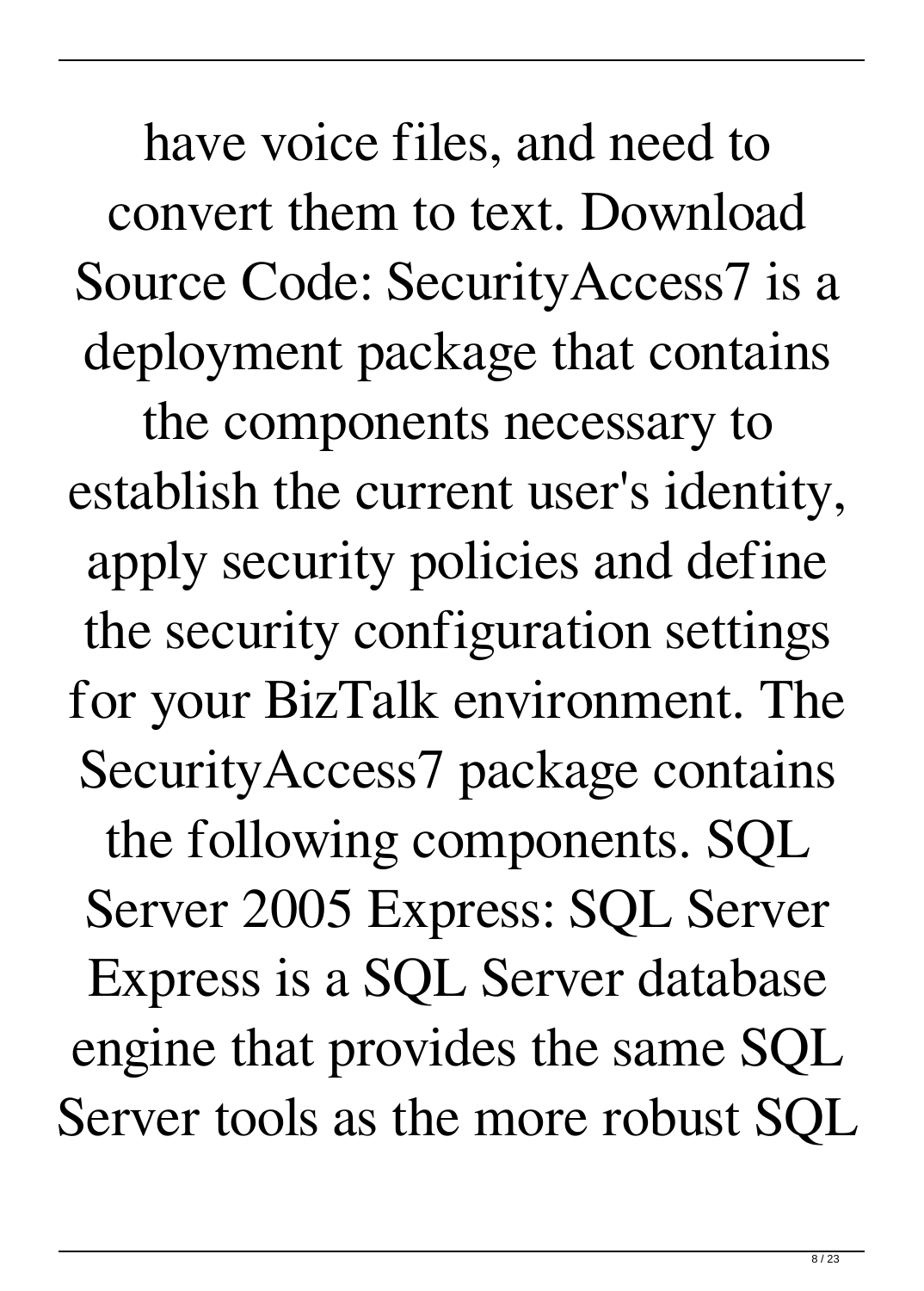have voice files, and need to convert them to text. Download Source Code: SecurityAccess7 is a deployment package that contains the components necessary to establish the current user's identity, apply security policies and define the security configuration settings for your BizTalk environment. The SecurityAccess7 package contains the following components. SQL Server 2005 Express: SQL Server Express is a SQL Server database engine that provides the same SQL Server tools as the more robust SQL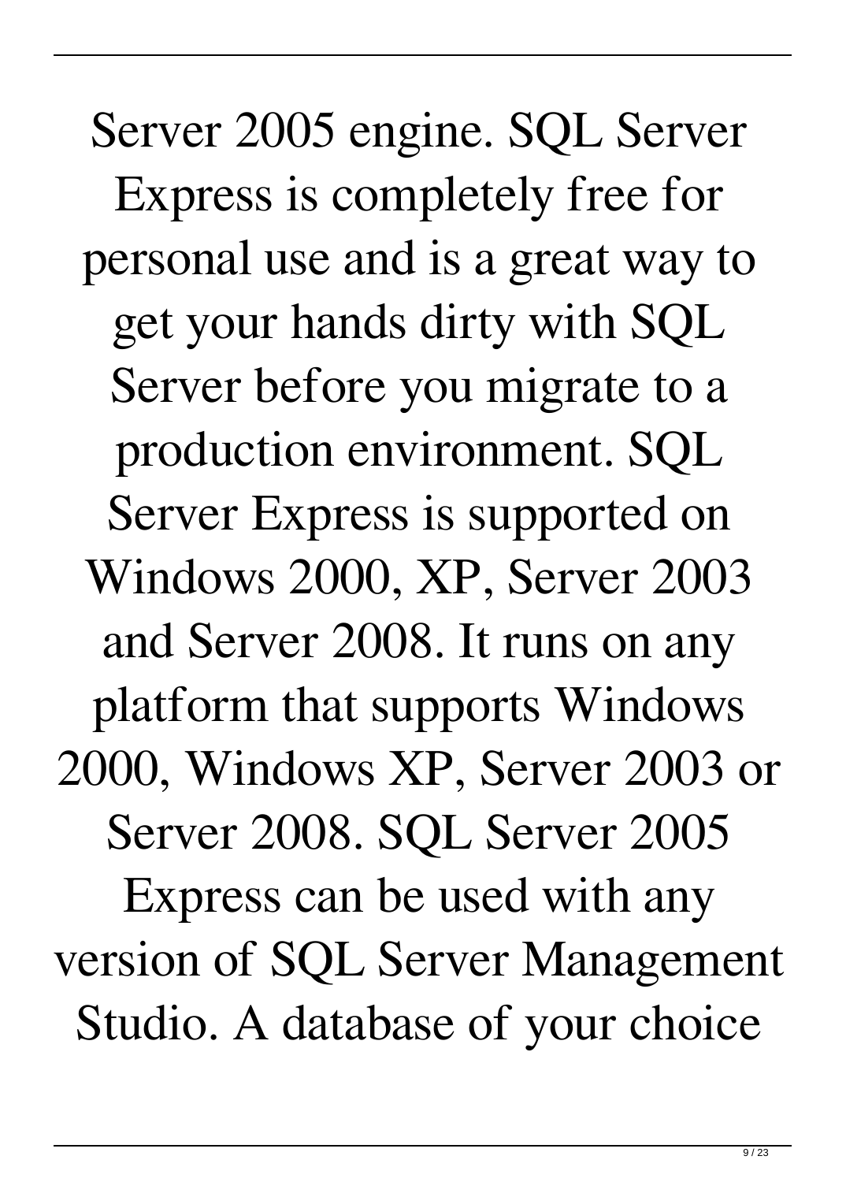Server 2005 engine. SQL Server Express is completely free for personal use and is a great way to get your hands dirty with SQL Server before you migrate to a production environment. SQL Server Express is supported on Windows 2000, XP, Server 2003 and Server 2008. It runs on any platform that supports Windows 2000, Windows XP, Server 2003 or Server 2008. SQL Server 2005 Express can be used with any version of SQL Server Management Studio. A database of your choice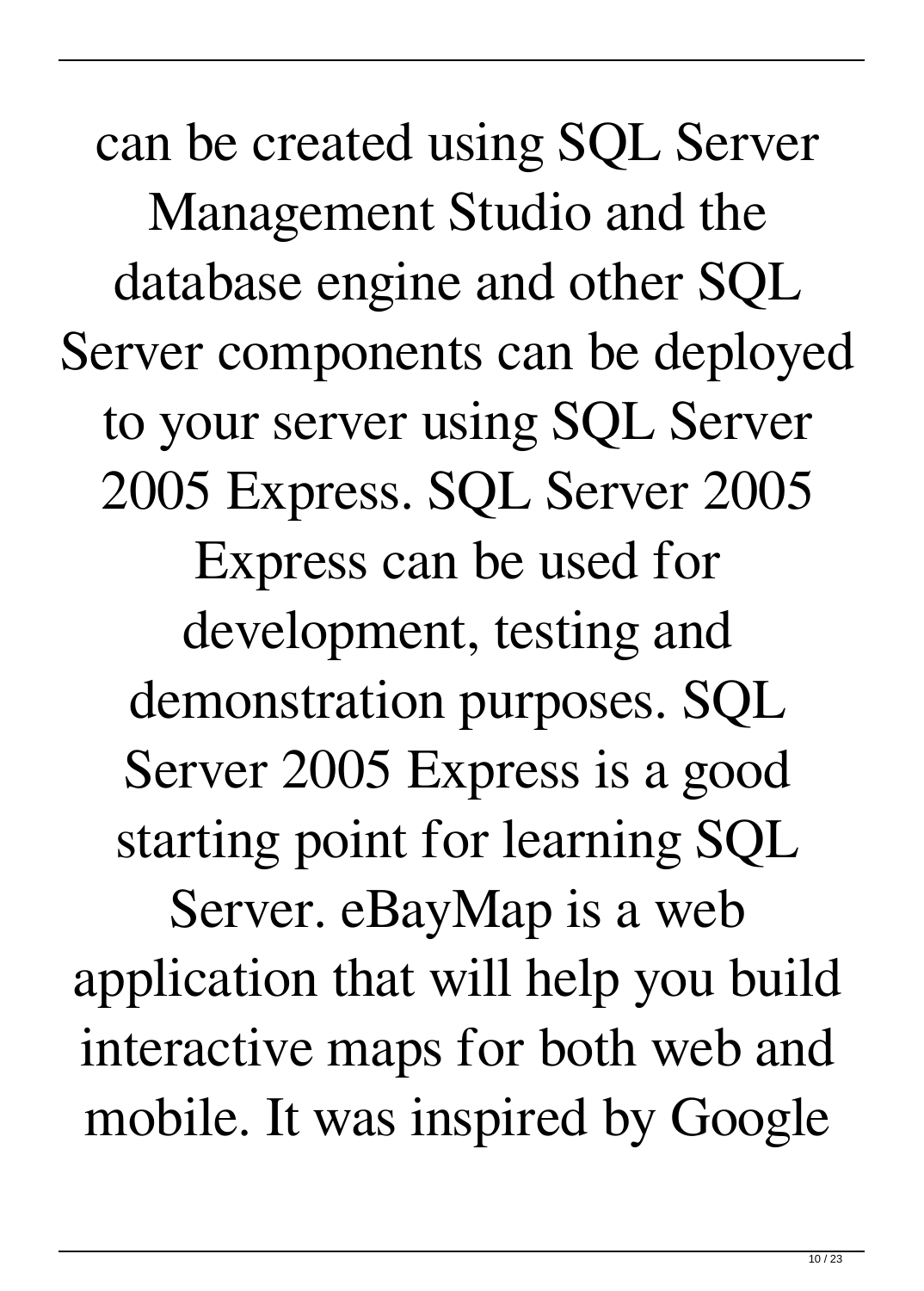can be created using SQL Server Management Studio and the database engine and other SQL Server components can be deployed to your server using SQL Server 2005 Express. SQL Server 2005 Express can be used for development, testing and demonstration purposes. SQL Server 2005 Express is a good starting point for learning SQL Server. eBayMap is a web application that will help you build interactive maps for both web and mobile. It was inspired by Google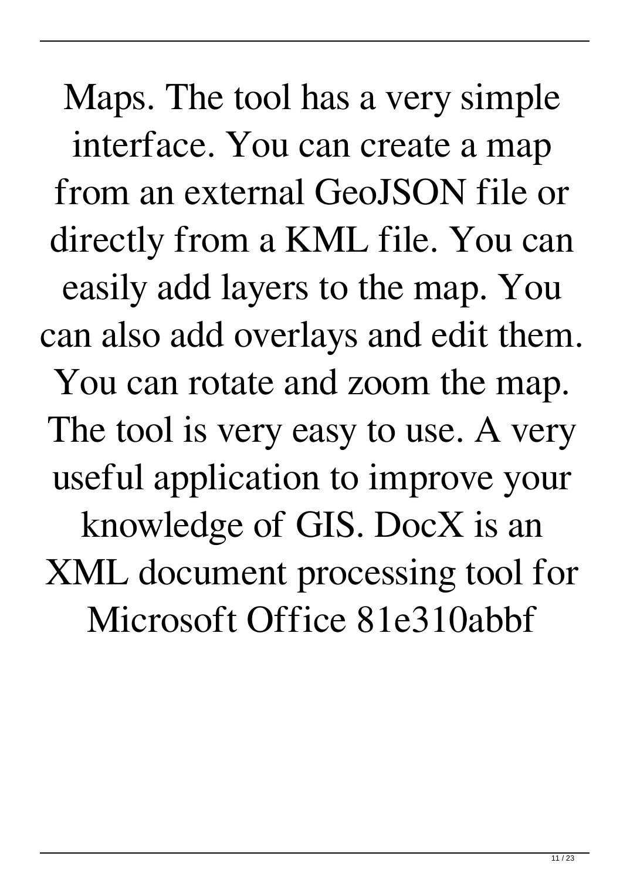Maps. The tool has a very simple interface. You can create a map from an external GeoJSON file or directly from a KML file. You can easily add layers to the map. You can also add overlays and edit them. You can rotate and zoom the map. The tool is very easy to use. A very useful application to improve your knowledge of GIS. DocX is an XML document processing tool for Microsoft Office 81e310abbf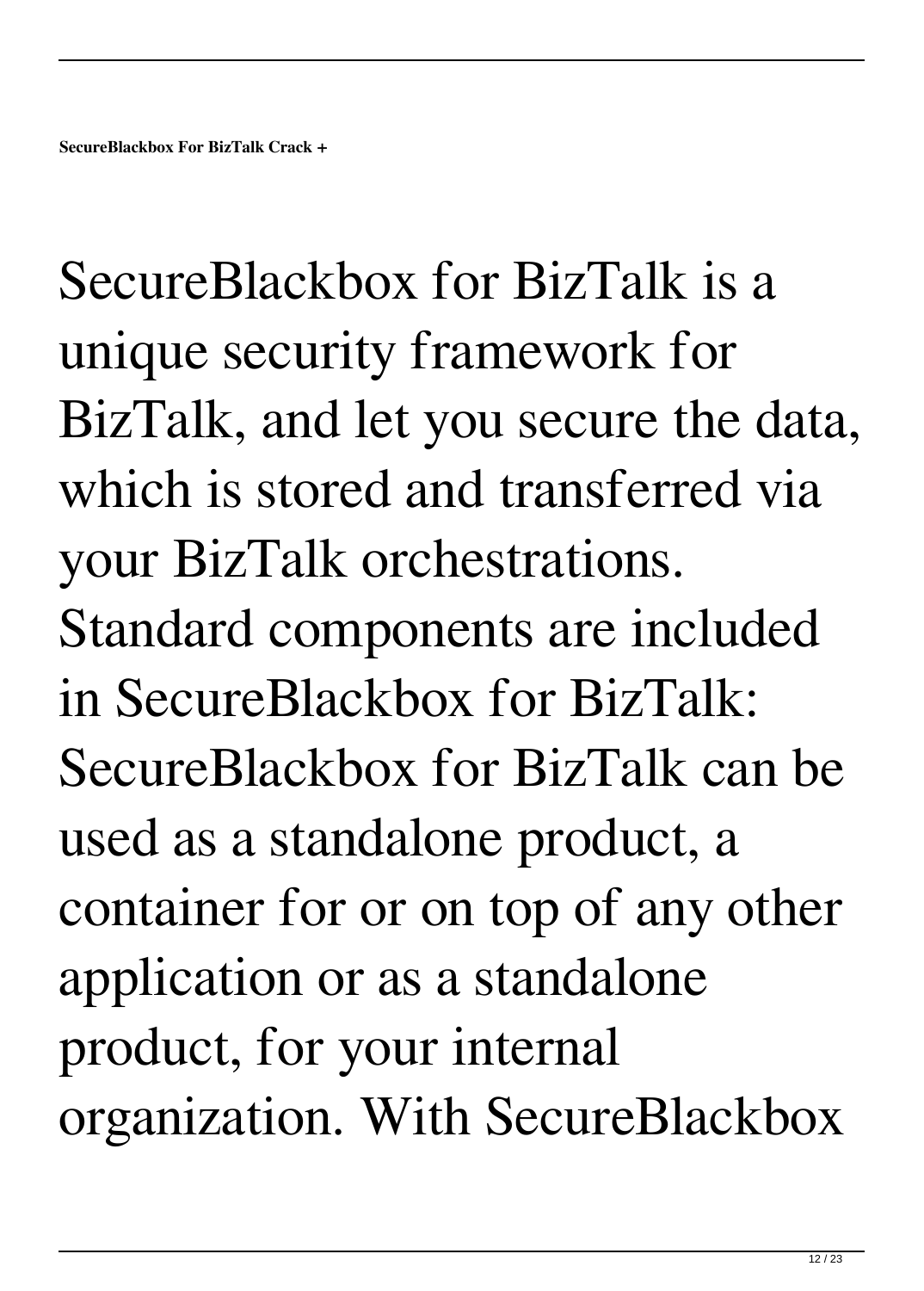**SecureBlackbox For BizTalk Crack +**

SecureBlackbox for BizTalk is a unique security framework for BizTalk, and let you secure the data, which is stored and transferred via your BizTalk orchestrations. Standard components are included in SecureBlackbox for BizTalk: SecureBlackbox for BizTalk can be used as a standalone product, a container for or on top of any other application or as a standalone product, for your internal organization. With SecureBlackbox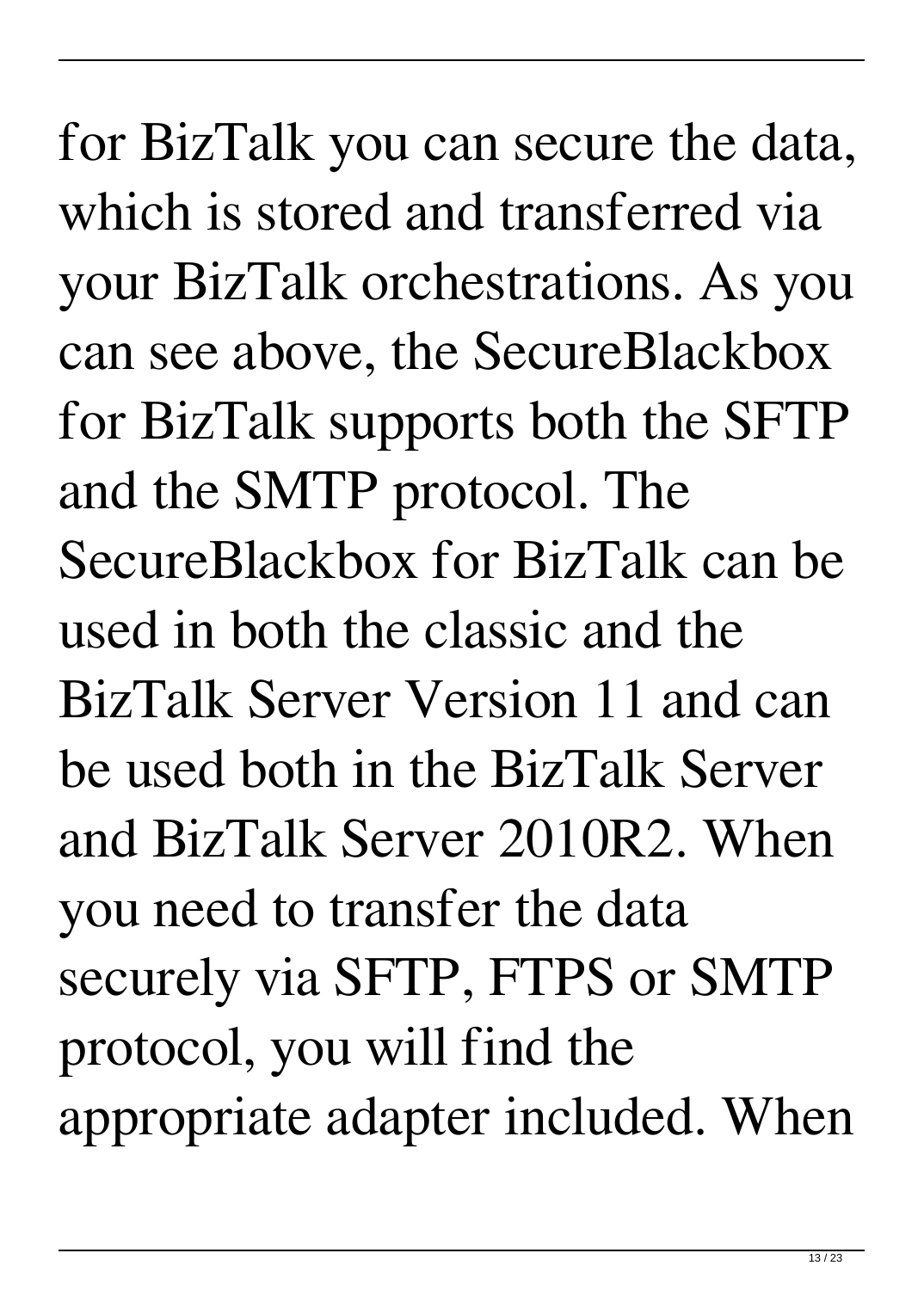for BizTalk you can secure the data, which is stored and transferred via your BizTalk orchestrations. As you can see above, the SecureBlackbox for BizTalk supports both the SFTP and the SMTP protocol. The SecureBlackbox for BizTalk can be used in both the classic and the BizTalk Server Version 11 and can be used both in the BizTalk Server and BizTalk Server 2010R2. When you need to transfer the data securely via SFTP, FTPS or SMTP protocol, you will find the appropriate adapter included. When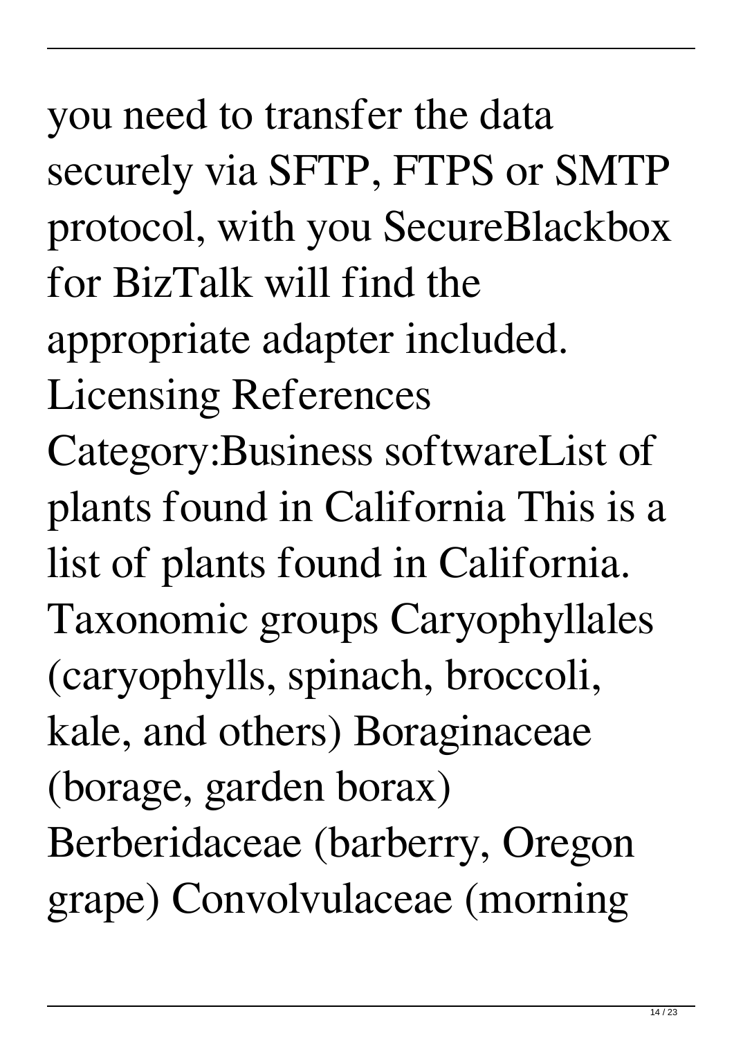you need to transfer the data securely via SFTP, FTPS or SMTP protocol, with you SecureBlackbox for BizTalk will find the appropriate adapter included. Licensing References Category:Business softwareList of plants found in California This is a list of plants found in California. Taxonomic groups Caryophyllales (caryophylls, spinach, broccoli, kale, and others) Boraginaceae (borage, garden borax) Berberidaceae (barberry, Oregon grape) Convolvulaceae (morning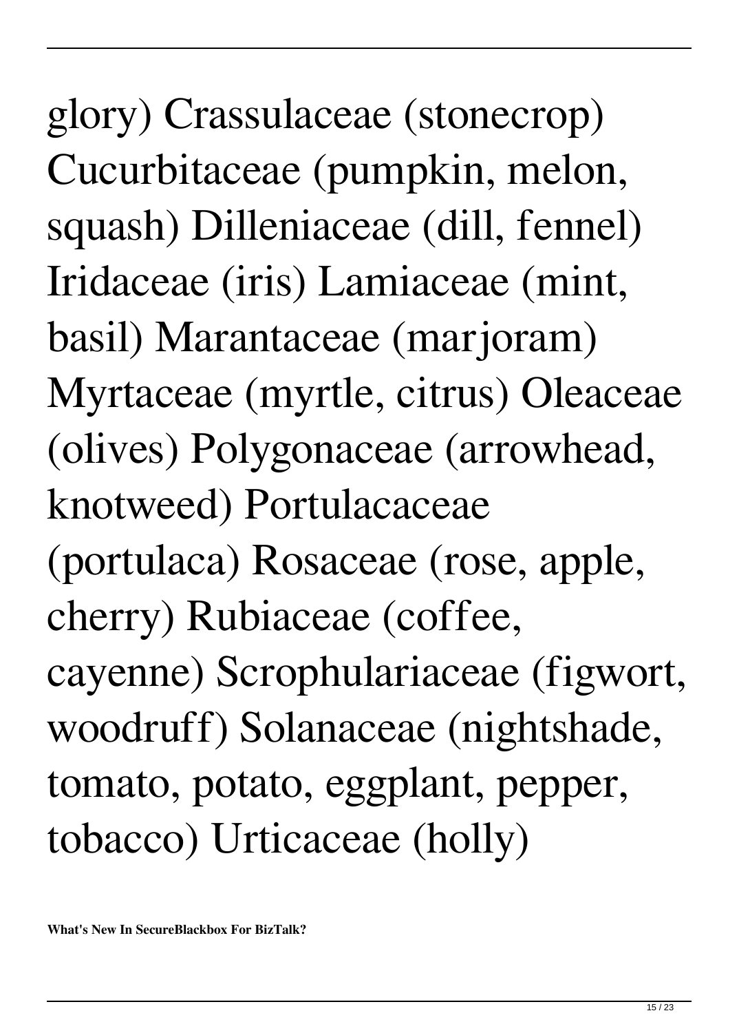glory) Crassulaceae (stonecrop) Cucurbitaceae (pumpkin, melon, squash) Dilleniaceae (dill, fennel) Iridaceae (iris) Lamiaceae (mint, basil) Marantaceae (marjoram) Myrtaceae (myrtle, citrus) Oleaceae (olives) Polygonaceae (arrowhead, knotweed) Portulacaceae (portulaca) Rosaceae (rose, apple, cherry) Rubiaceae (coffee, cayenne) Scrophulariaceae (figwort, woodruff) Solanaceae (nightshade, tomato, potato, eggplant, pepper, tobacco) Urticaceae (holly)

**What's New In SecureBlackbox For BizTalk?**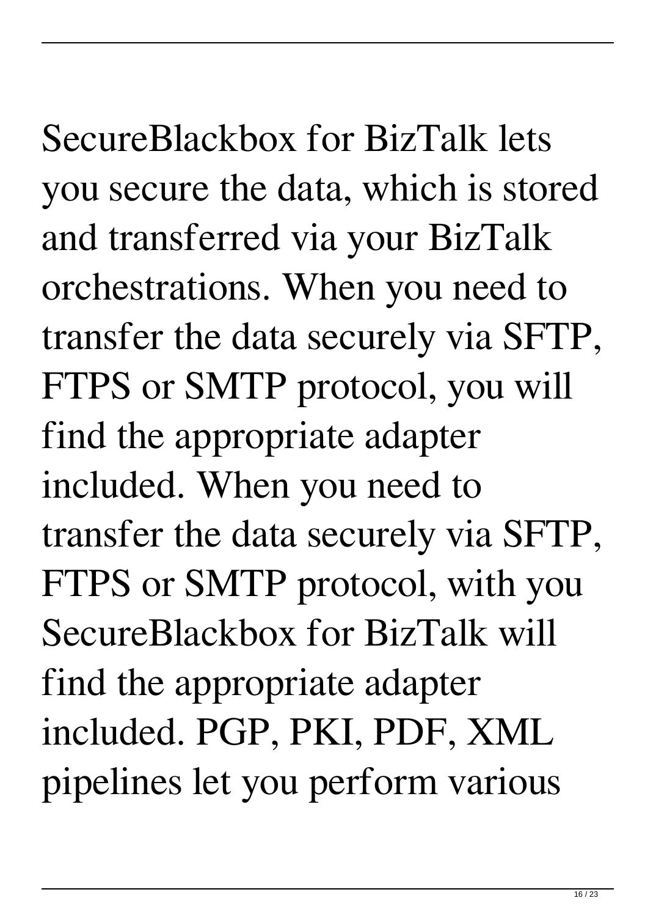SecureBlackbox for BizTalk lets you secure the data, which is stored and transferred via your BizTalk orchestrations. When you need to transfer the data securely via SFTP, FTPS or SMTP protocol, you will find the appropriate adapter included. When you need to transfer the data securely via SFTP, FTPS or SMTP protocol, with you SecureBlackbox for BizTalk will find the appropriate adapter included. PGP, PKI, PDF, XML pipelines let you perform various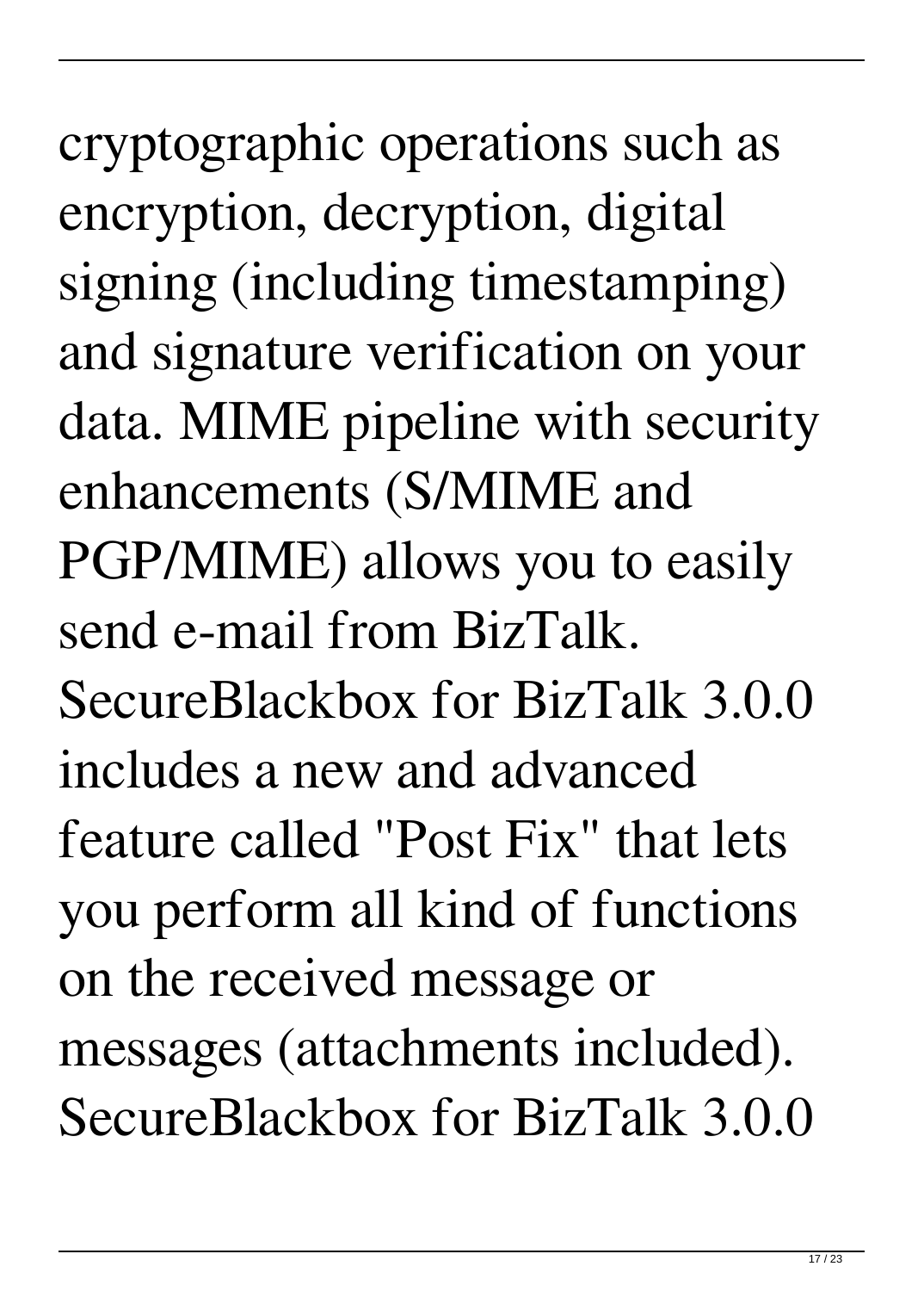cryptographic operations such as encryption, decryption, digital signing (including timestamping) and signature verification on your data. MIME pipeline with security enhancements (S/MIME and PGP/MIME) allows you to easily send e-mail from BizTalk. SecureBlackbox for BizTalk 3.0.0 includes a new and advanced feature called "Post Fix" that lets you perform all kind of functions on the received message or messages (attachments included). SecureBlackbox for BizTalk 3.0.0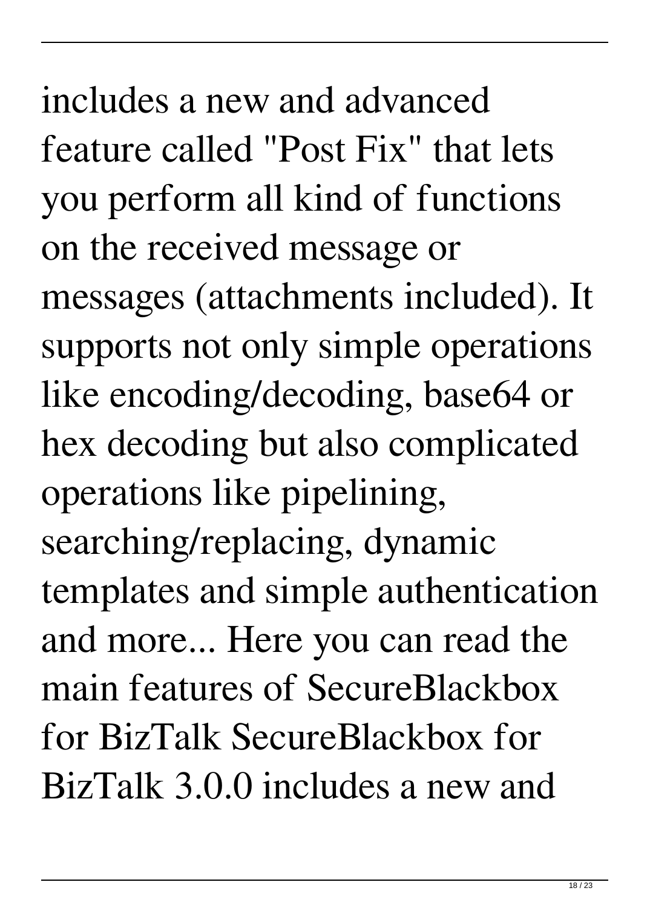includes a new and advanced feature called "Post Fix" that lets you perform all kind of functions on the received message or messages (attachments included). It supports not only simple operations like encoding/decoding, base64 or hex decoding but also complicated operations like pipelining, searching/replacing, dynamic templates and simple authentication and more... Here you can read the main features of SecureBlackbox for BizTalk SecureBlackbox for BizTalk 3.0.0 includes a new and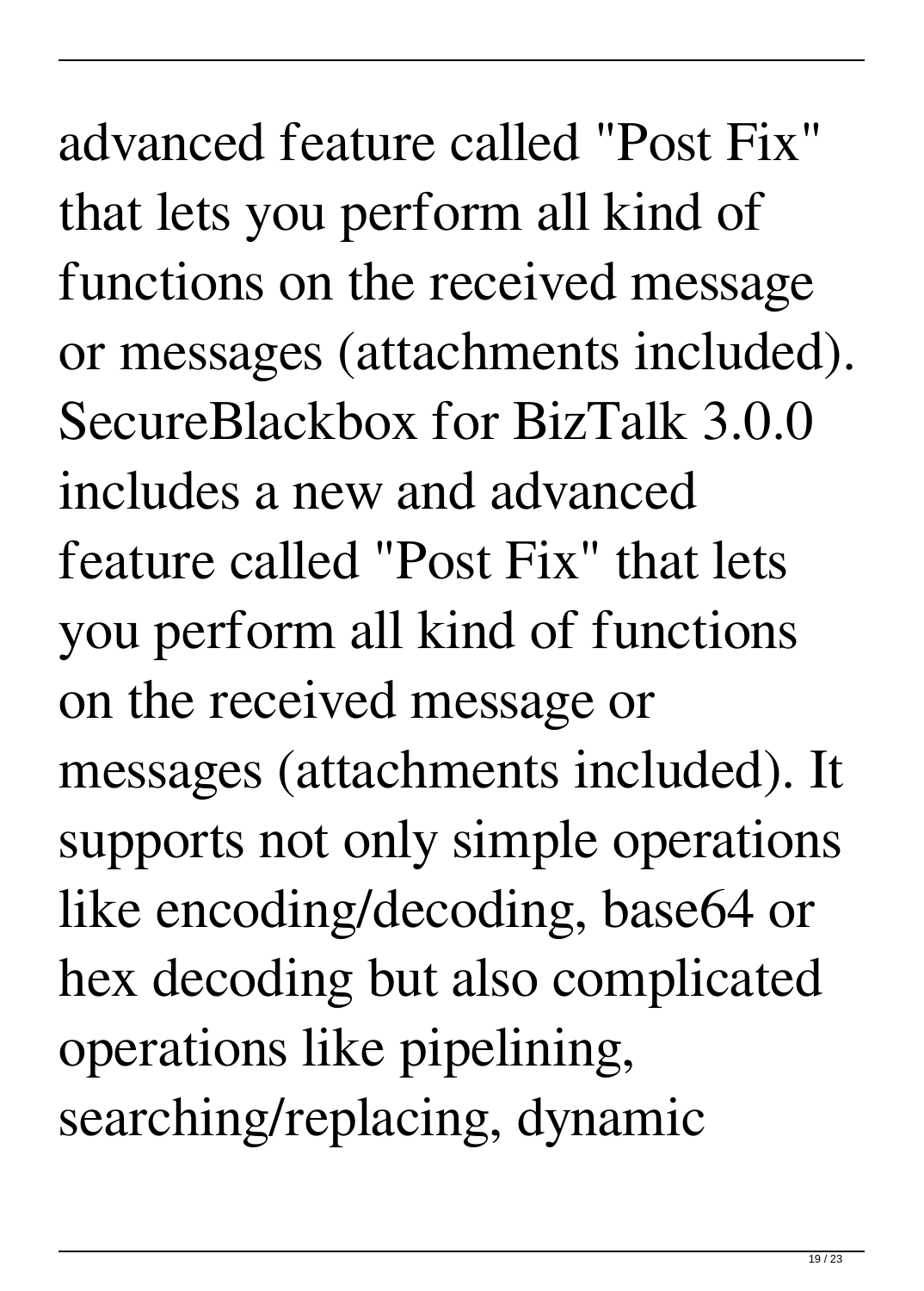advanced feature called "Post Fix" that lets you perform all kind of functions on the received message or messages (attachments included). SecureBlackbox for BizTalk 3.0.0 includes a new and advanced feature called "Post Fix" that lets you perform all kind of functions on the received message or messages (attachments included). It supports not only simple operations like encoding/decoding, base64 or hex decoding but also complicated operations like pipelining, searching/replacing, dynamic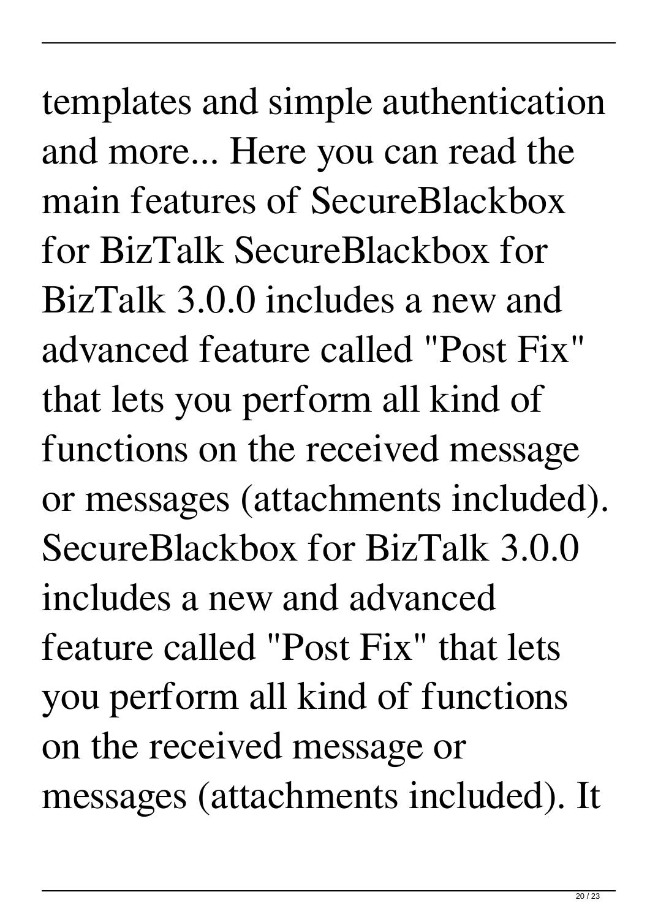templates and simple authentication and more... Here you can read the main features of SecureBlackbox for BizTalk SecureBlackbox for BizTalk 3.0.0 includes a new and advanced feature called "Post Fix" that lets you perform all kind of functions on the received message or messages (attachments included). SecureBlackbox for BizTalk 3.0.0 includes a new and advanced feature called "Post Fix" that lets you perform all kind of functions on the received message or messages (attachments included). It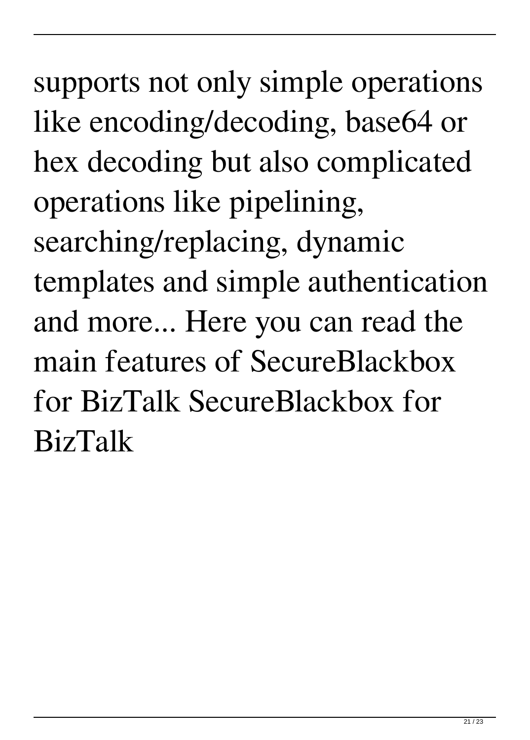supports not only simple operations like encoding/decoding, base64 or hex decoding but also complicated operations like pipelining, searching/replacing, dynamic templates and simple authentication and more... Here you can read the main features of SecureBlackbox for BizTalk SecureBlackbox for BizTalk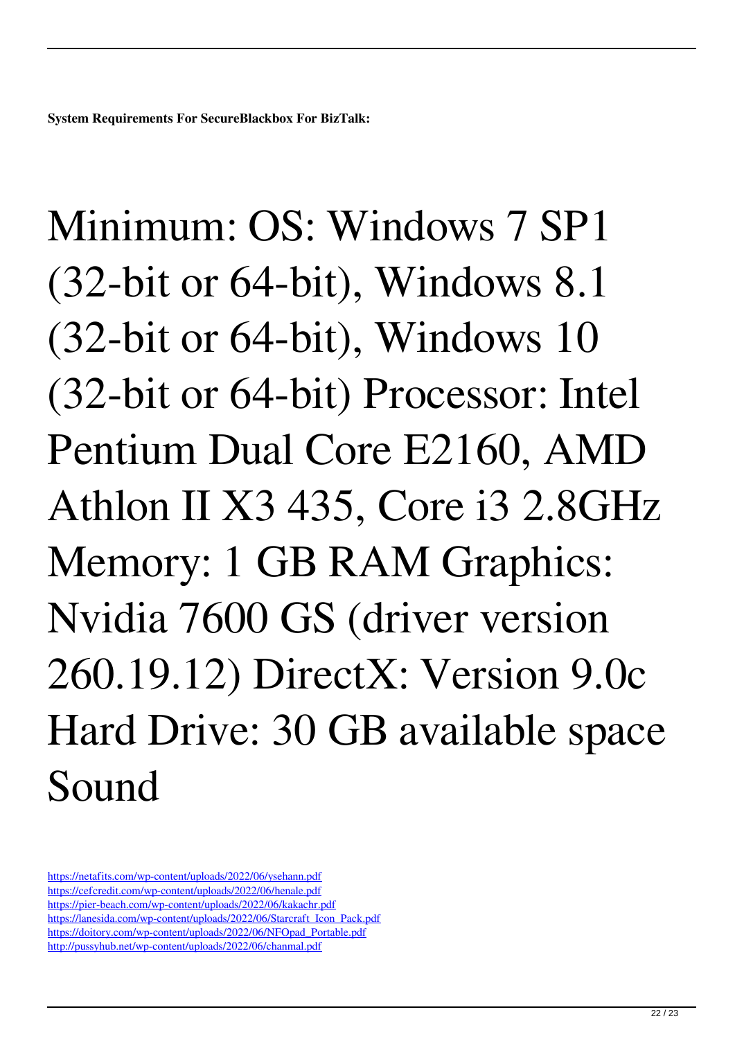**System Requirements For SecureBlackbox For BizTalk:**

Minimum: OS: Windows 7 SP1 (32-bit or 64-bit), Windows 8.1 (32-bit or 64-bit), Windows 10 (32-bit or 64-bit) Processor: Intel Pentium Dual Core E2160, AMD Athlon II X3 435, Core i3 2.8GHz Memory: 1 GB RAM Graphics: Nvidia 7600 GS (driver version 260.19.12) DirectX: Version 9.0c Hard Drive: 30 GB available space Sound

https://netafits.com/wp-content/uploads/2022/06/ysehann.pdf
https://cefcredit.com/wp-content/uploads/2022/06/henale.pdf
https://pier-beach.com/wp-content/uploads/2022/06/kakachr.pdf
https://lanesida.com/wp-content/uploads/2022/06/Starcraft_Icon_Pack.pdf
https://doitory.com/wp-content/uploads/2022/06/NFOpad_Portable.pdf
http://pussyhub.net/wp-content/uploads/2022/06/chanmal.pdf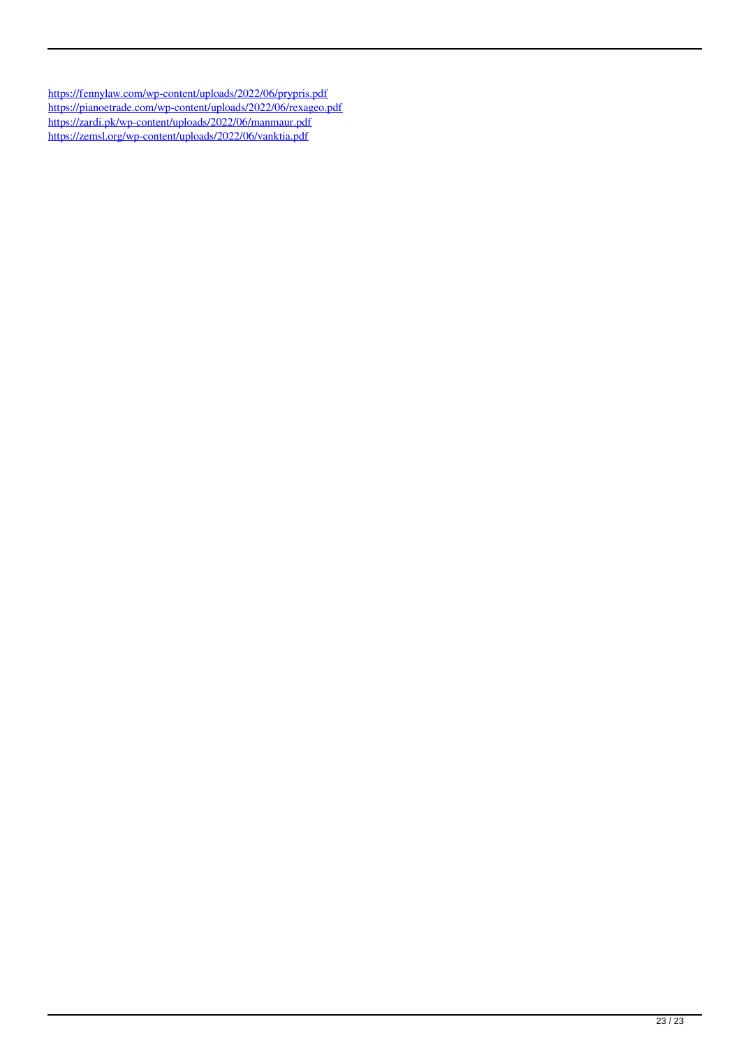https://fennylaw.com/wp-content/uploads/2022/06/prypris.pdf
https://pianoetrade.com/wp-content/uploads/2022/06/rexageo.pdf
https://zardi.pk/wp-content/uploads/2022/06/manmaur.pdf
https://zemsl.org/wp-content/uploads/2022/06/vanktia.pdf